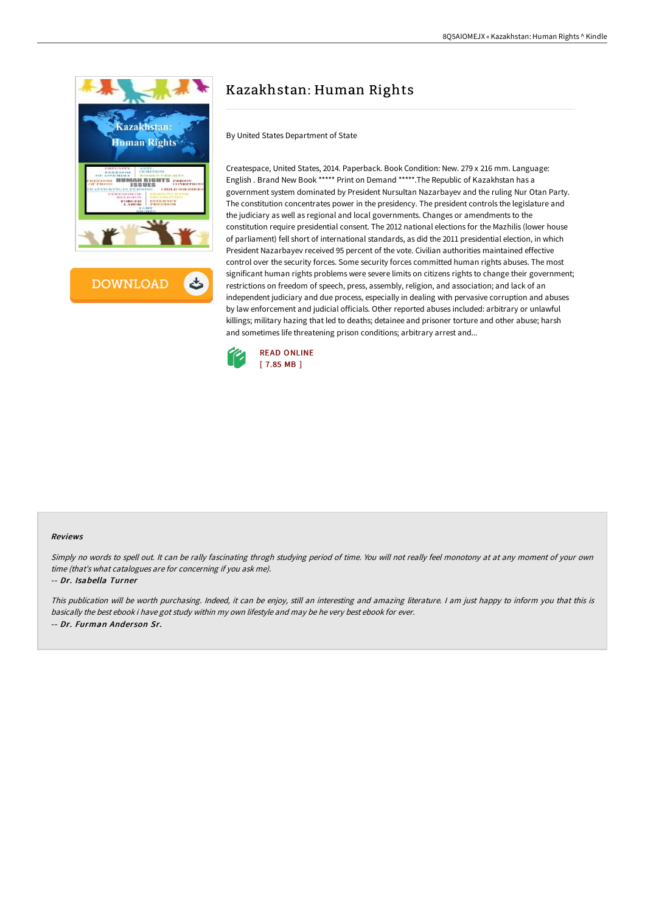# Kazakhstan: Human Rights

By United States Department of State

Createspace, United States, 2014. Paperback. Book Condition: New. 279 x 216 mm. Language: English . Brand New Book ***** Print on Demand *****.The Republic of Kazakhstan has a government system dominated by President Nursultan Nazarbayev and the ruling Nur Otan Party. The constitution concentrates power in the presidency. The president controls the legislature and the judiciary as well as regional and local governments. Changes or amendments to the constitution require presidential consent. The 2012 national elections for the Mazhilis (lower house of parliament) fell short of international standards, as did the 2011 presidential election, in which President Nazarbayev received 95 percent of the vote. Civilian authorities maintained effective control over the security forces. Some security forces committed human rights abuses. The most significant human rights problems were severe limits on citizens rights to change their government; restrictions on freedom of speech, press, assembly, religion, and association; and lack of an independent judiciary and due process, especially in dealing with pervasive corruption and abuses by law enforcement and judicial officials. Other reported abuses included: arbitrary or unlawful killings; military hazing that led to deaths; detainee and prisoner torture and other abuse; harsh and sometimes life threatening prison conditions; arbitrary arrest and...

READ ONLINE
[ 7.85 MB ]

#### Reviews

*Simply no words to spell out. It can be rally fascinating throgh studying period of time. You will not really feel monotony at at any moment of your own time (that's what catalogues are for concerning if you ask me).*

-- *Dr. Isabella Turner*

*This publication will be worth purchasing. Indeed, it can be enjoy, still an interesting and amazing literature. I am just happy to inform you that this is basically the best ebook i have got study within my own lifestyle and may be he very best ebook for ever.*

-- *Dr. Furman Anderson Sr.*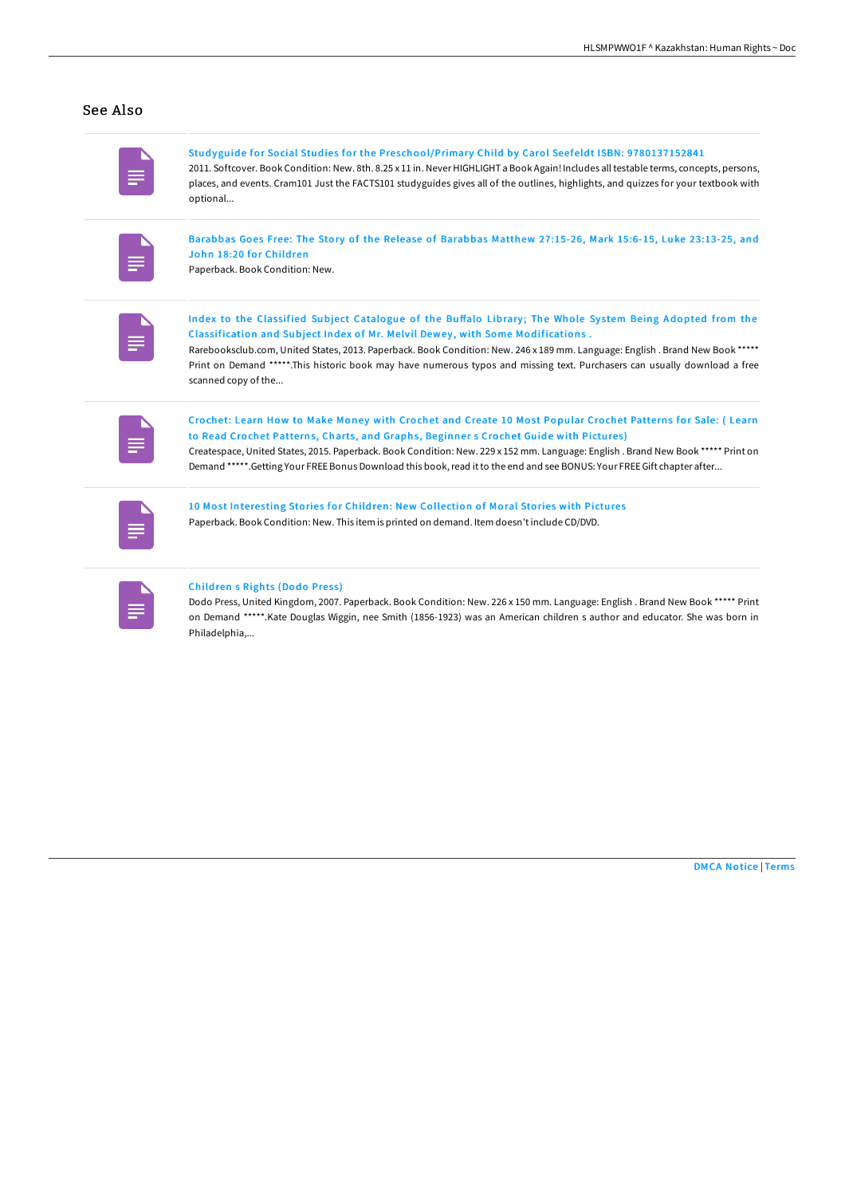## See Also

**Studyguide for Social Studies for the Preschool/Primary Child by Carol Seefeldt ISBN: 9780137152841**

2011. Softcover. Book Condition: New. 8th. 8.25 x 11 in. Never HIGHLIGHT a Book Again! Includes all testable terms, concepts, persons, places, and events. Cram101 Just the FACTS101 studyguides gives all of the outlines, highlights, and quizzes for your textbook with optional...

**Barabbas Goes Free: The Story of the Release of Barabbas Matthew 27:15-26, Mark 15:6-15, Luke 23:13-25, and John 18:20 for Children**

Paperback. Book Condition: New.

**Index to the Classified Subject Catalogue of the Buffalo Library; The Whole System Being Adopted from the Classification and Subject Index of Mr. Melvil Dewey, with Some Modifications .**

Rarebooksclub.com, United States, 2013. Paperback. Book Condition: New. 246 x 189 mm. Language: English . Brand New Book ***** Print on Demand *****.This historic book may have numerous typos and missing text. Purchasers can usually download a free scanned copy of the...

**Crochet: Learn How to Make Money with Crochet and Create 10 Most Popular Crochet Patterns for Sale: ( Learn to Read Crochet Patterns, Charts, and Graphs, Beginner s Crochet Guide with Pictures)**

Createspace, United States, 2015. Paperback. Book Condition: New. 229 x 152 mm. Language: English . Brand New Book ***** Print on Demand *****.Getting Your FREE Bonus Download this book, read it to the end and see BONUS: Your FREE Gift chapter after...

**10 Most Interesting Stories for Children: New Collection of Moral Stories with Pictures**

Paperback. Book Condition: New. This item is printed on demand. Item doesn't include CD/DVD.

**Children s Rights (Dodo Press)**

Dodo Press, United Kingdom, 2007. Paperback. Book Condition: New. 226 x 150 mm. Language: English . Brand New Book ***** Print on Demand *****.Kate Douglas Wiggin, nee Smith (1856-1923) was an American children s author and educator. She was born in Philadelphia,...